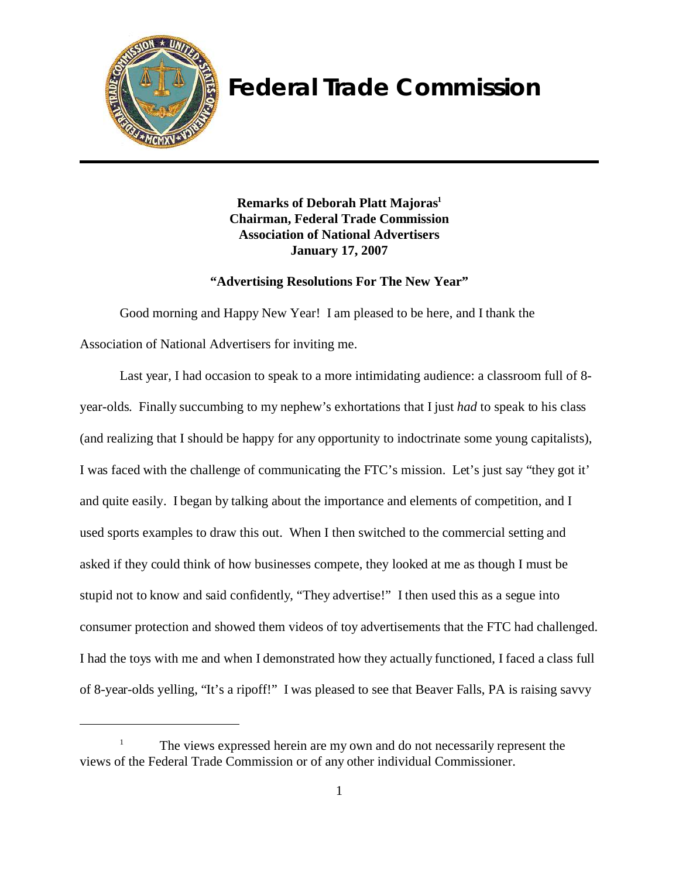# Federal Trade Commission

**Remarks of Deborah Platt Majoras[1]**
**Chairman, Federal Trade Commission**
**Association of National Advertisers**
**January 17, 2007**

**"Advertising Resolutions For The New Year"**

Good morning and Happy New Year! I am pleased to be here, and I thank the Association of National Advertisers for inviting me.

Last year, I had occasion to speak to a more intimidating audience: a classroom full of 8-year-olds. Finally succumbing to my nephew's exhortations that I just *had* to speak to his class (and realizing that I should be happy for any opportunity to indoctrinate some young capitalists), I was faced with the challenge of communicating the FTC's mission. Let's just say "they got it' and quite easily. I began by talking about the importance and elements of competition, and I used sports examples to draw this out. When I then switched to the commercial setting and asked if they could think of how businesses compete, they looked at me as though I must be stupid not to know and said confidently, "They advertise!" I then used this as a segue into consumer protection and showed them videos of toy advertisements that the FTC had challenged. I had the toys with me and when I demonstrated how they actually functioned, I faced a class full of 8-year-olds yelling, "It's a ripoff!" I was pleased to see that Beaver Falls, PA is raising savvy

---

[1] The views expressed herein are my own and do not necessarily represent the views of the Federal Trade Commission or of any other individual Commissioner.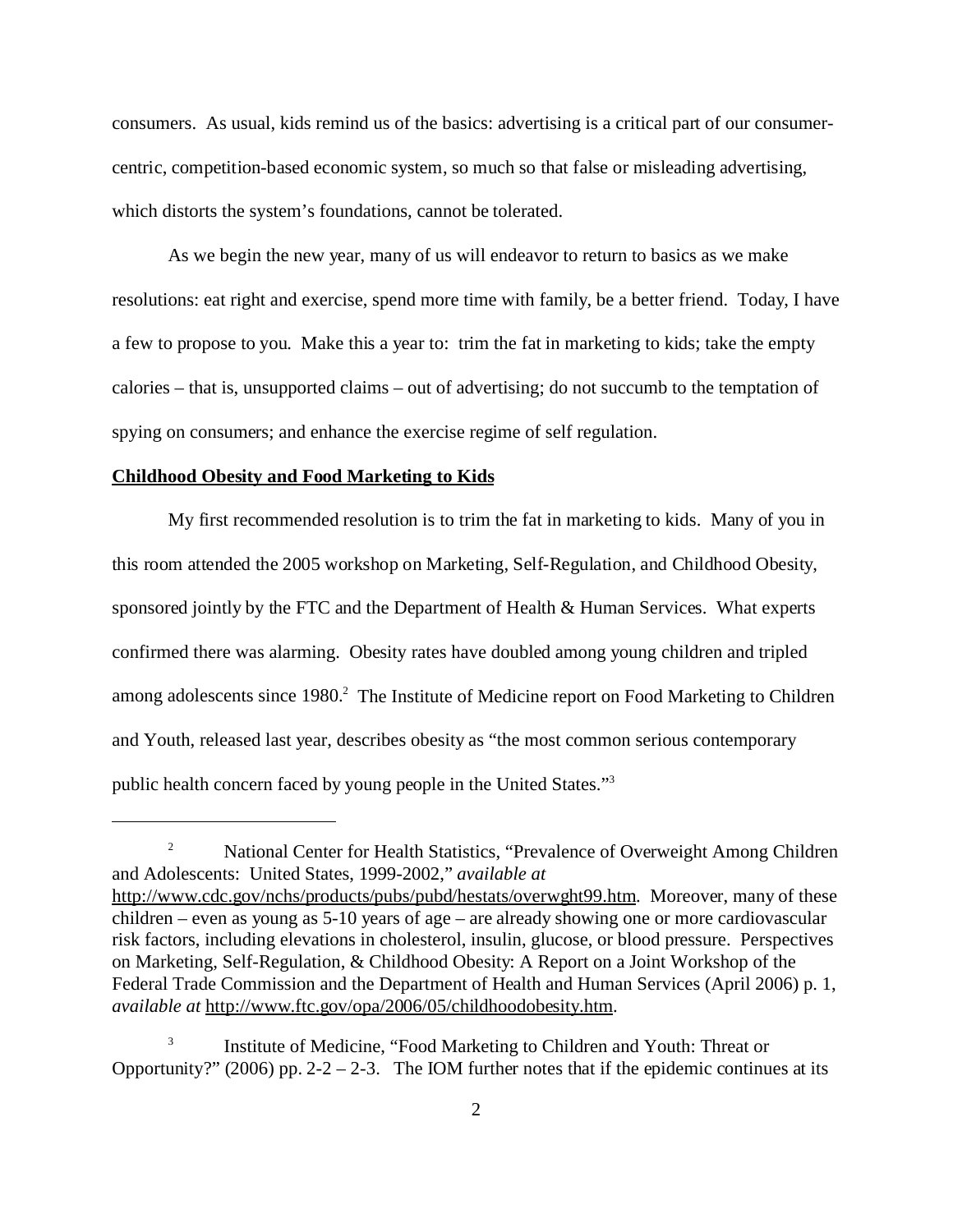consumers. As usual, kids remind us of the basics: advertising is a critical part of our consumer-centric, competition-based economic system, so much so that false or misleading advertising, which distorts the system's foundations, cannot be tolerated.

As we begin the new year, many of us will endeavor to return to basics as we make resolutions: eat right and exercise, spend more time with family, be a better friend. Today, I have a few to propose to you. Make this a year to: trim the fat in marketing to kids; take the empty calories – that is, unsupported claims – out of advertising; do not succumb to the temptation of spying on consumers; and enhance the exercise regime of self regulation.

**Childhood Obesity and Food Marketing to Kids**

My first recommended resolution is to trim the fat in marketing to kids. Many of you in this room attended the 2005 workshop on Marketing, Self-Regulation, and Childhood Obesity, sponsored jointly by the FTC and the Department of Health & Human Services. What experts confirmed there was alarming. Obesity rates have doubled among young children and tripled among adolescents since 1980.[2] The Institute of Medicine report on Food Marketing to Children and Youth, released last year, describes obesity as "the most common serious contemporary public health concern faced by young people in the United States."[3]

---

[2] National Center for Health Statistics, "Prevalence of Overweight Among Children and Adolescents: United States, 1999-2002," *available at* http://www.cdc.gov/nchs/products/pubs/pubd/hestats/overwght99.htm. Moreover, many of these children – even as young as 5-10 years of age – are already showing one or more cardiovascular risk factors, including elevations in cholesterol, insulin, glucose, or blood pressure. Perspectives on Marketing, Self-Regulation, & Childhood Obesity: A Report on a Joint Workshop of the Federal Trade Commission and the Department of Health and Human Services (April 2006) p. 1, *available at* http://www.ftc.gov/opa/2006/05/childhoodobesity.htm.

[3] Institute of Medicine, "Food Marketing to Children and Youth: Threat or Opportunity?" (2006) pp. 2-2 – 2-3. The IOM further notes that if the epidemic continues at its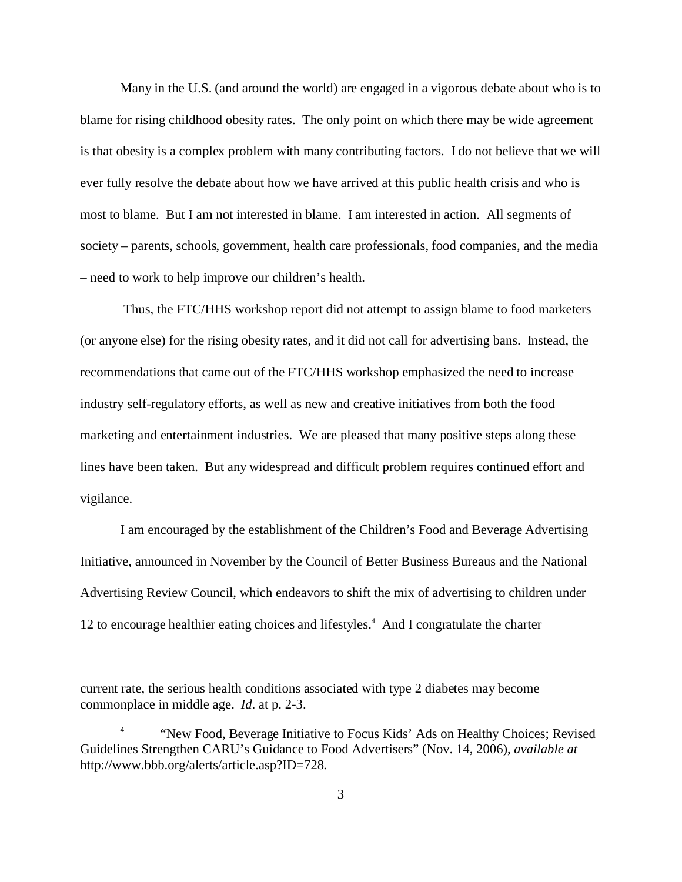Many in the U.S. (and around the world) are engaged in a vigorous debate about who is to blame for rising childhood obesity rates. The only point on which there may be wide agreement is that obesity is a complex problem with many contributing factors. I do not believe that we will ever fully resolve the debate about how we have arrived at this public health crisis and who is most to blame. But I am not interested in blame. I am interested in action. All segments of society – parents, schools, government, health care professionals, food companies, and the media – need to work to help improve our children's health.

Thus, the FTC/HHS workshop report did not attempt to assign blame to food marketers (or anyone else) for the rising obesity rates, and it did not call for advertising bans. Instead, the recommendations that came out of the FTC/HHS workshop emphasized the need to increase industry self-regulatory efforts, as well as new and creative initiatives from both the food marketing and entertainment industries. We are pleased that many positive steps along these lines have been taken. But any widespread and difficult problem requires continued effort and vigilance.

I am encouraged by the establishment of the Children's Food and Beverage Advertising Initiative, announced in November by the Council of Better Business Bureaus and the National Advertising Review Council, which endeavors to shift the mix of advertising to children under 12 to encourage healthier eating choices and lifestyles.[4] And I congratulate the charter

---

current rate, the serious health conditions associated with type 2 diabetes may become commonplace in middle age. *Id*. at p. 2-3.

[4] "New Food, Beverage Initiative to Focus Kids' Ads on Healthy Choices; Revised Guidelines Strengthen CARU's Guidance to Food Advertisers" (Nov. 14, 2006), *available at* http://www.bbb.org/alerts/article.asp?ID=728.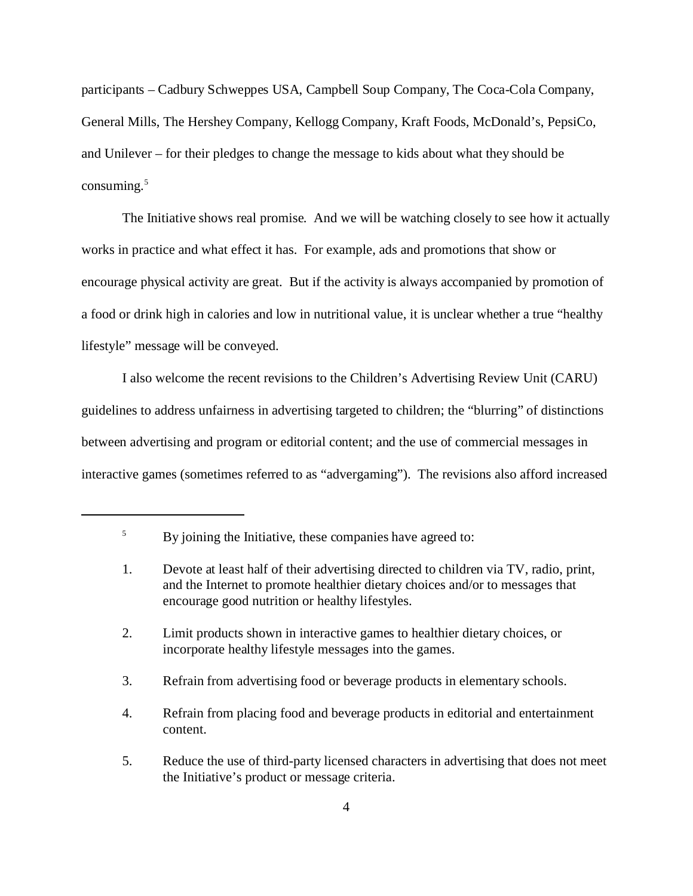participants – Cadbury Schweppes USA, Campbell Soup Company, The Coca-Cola Company, General Mills, The Hershey Company, Kellogg Company, Kraft Foods, McDonald's, PepsiCo, and Unilever – for their pledges to change the message to kids about what they should be consuming.[5]

The Initiative shows real promise. And we will be watching closely to see how it actually works in practice and what effect it has. For example, ads and promotions that show or encourage physical activity are great. But if the activity is always accompanied by promotion of a food or drink high in calories and low in nutritional value, it is unclear whether a true "healthy lifestyle" message will be conveyed.

I also welcome the recent revisions to the Children's Advertising Review Unit (CARU) guidelines to address unfairness in advertising targeted to children; the "blurring" of distinctions between advertising and program or editorial content; and the use of commercial messages in interactive games (sometimes referred to as "advergaming"). The revisions also afford increased

---

[5] By joining the Initiative, these companies have agreed to:

1. Devote at least half of their advertising directed to children via TV, radio, print, and the Internet to promote healthier dietary choices and/or to messages that encourage good nutrition or healthy lifestyles.

2. Limit products shown in interactive games to healthier dietary choices, or incorporate healthy lifestyle messages into the games.

3. Refrain from advertising food or beverage products in elementary schools.

4. Refrain from placing food and beverage products in editorial and entertainment content.

5. Reduce the use of third-party licensed characters in advertising that does not meet the Initiative's product or message criteria.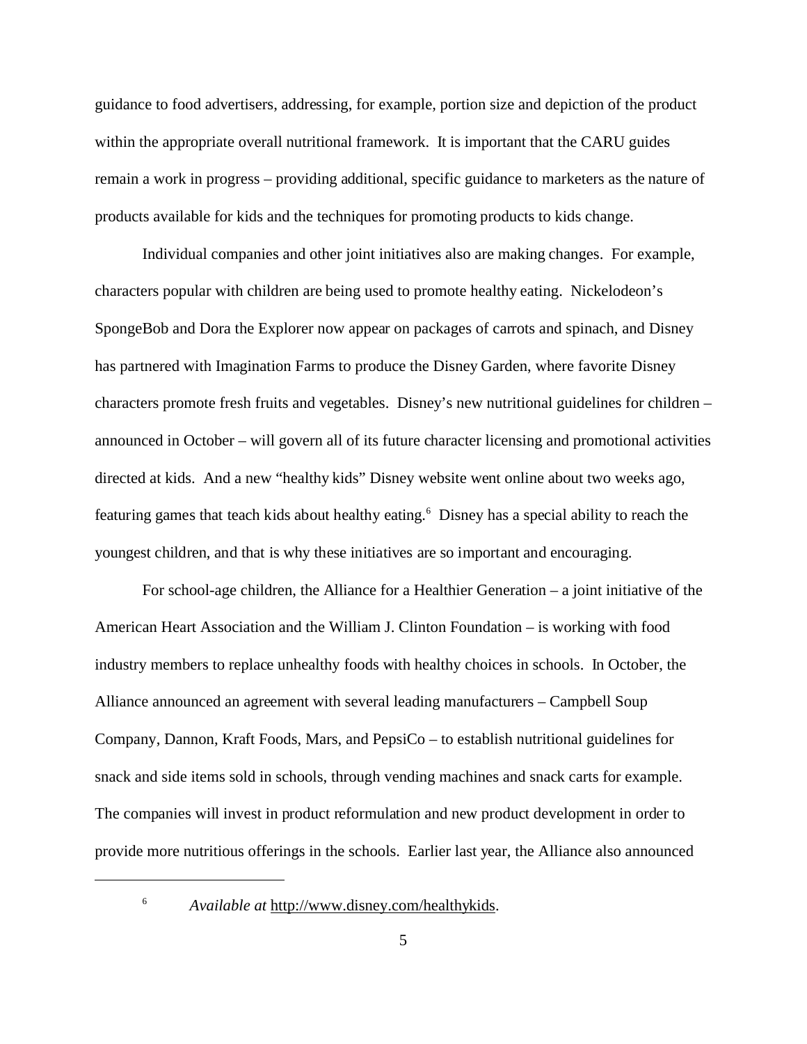guidance to food advertisers, addressing, for example, portion size and depiction of the product within the appropriate overall nutritional framework. It is important that the CARU guides remain a work in progress – providing additional, specific guidance to marketers as the nature of products available for kids and the techniques for promoting products to kids change.

Individual companies and other joint initiatives also are making changes. For example, characters popular with children are being used to promote healthy eating. Nickelodeon's SpongeBob and Dora the Explorer now appear on packages of carrots and spinach, and Disney has partnered with Imagination Farms to produce the Disney Garden, where favorite Disney characters promote fresh fruits and vegetables. Disney's new nutritional guidelines for children – announced in October – will govern all of its future character licensing and promotional activities directed at kids. And a new "healthy kids" Disney website went online about two weeks ago, featuring games that teach kids about healthy eating.[6] Disney has a special ability to reach the youngest children, and that is why these initiatives are so important and encouraging.

For school-age children, the Alliance for a Healthier Generation – a joint initiative of the American Heart Association and the William J. Clinton Foundation – is working with food industry members to replace unhealthy foods with healthy choices in schools. In October, the Alliance announced an agreement with several leading manufacturers – Campbell Soup Company, Dannon, Kraft Foods, Mars, and PepsiCo – to establish nutritional guidelines for snack and side items sold in schools, through vending machines and snack carts for example. The companies will invest in product reformulation and new product development in order to provide more nutritious offerings in the schools. Earlier last year, the Alliance also announced

---

[6] *Available at* http://www.disney.com/healthykids.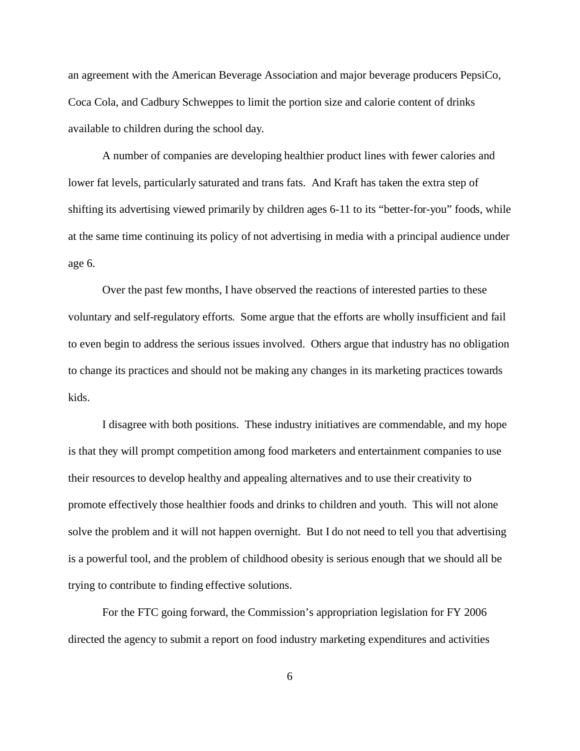an agreement with the American Beverage Association and major beverage producers PepsiCo, Coca Cola, and Cadbury Schweppes to limit the portion size and calorie content of drinks available to children during the school day.

A number of companies are developing healthier product lines with fewer calories and lower fat levels, particularly saturated and trans fats. And Kraft has taken the extra step of shifting its advertising viewed primarily by children ages 6-11 to its "better-for-you" foods, while at the same time continuing its policy of not advertising in media with a principal audience under age 6.

Over the past few months, I have observed the reactions of interested parties to these voluntary and self-regulatory efforts. Some argue that the efforts are wholly insufficient and fail to even begin to address the serious issues involved. Others argue that industry has no obligation to change its practices and should not be making any changes in its marketing practices towards kids.

I disagree with both positions. These industry initiatives are commendable, and my hope is that they will prompt competition among food marketers and entertainment companies to use their resources to develop healthy and appealing alternatives and to use their creativity to promote effectively those healthier foods and drinks to children and youth. This will not alone solve the problem and it will not happen overnight. But I do not need to tell you that advertising is a powerful tool, and the problem of childhood obesity is serious enough that we should all be trying to contribute to finding effective solutions.

For the FTC going forward, the Commission's appropriation legislation for FY 2006 directed the agency to submit a report on food industry marketing expenditures and activities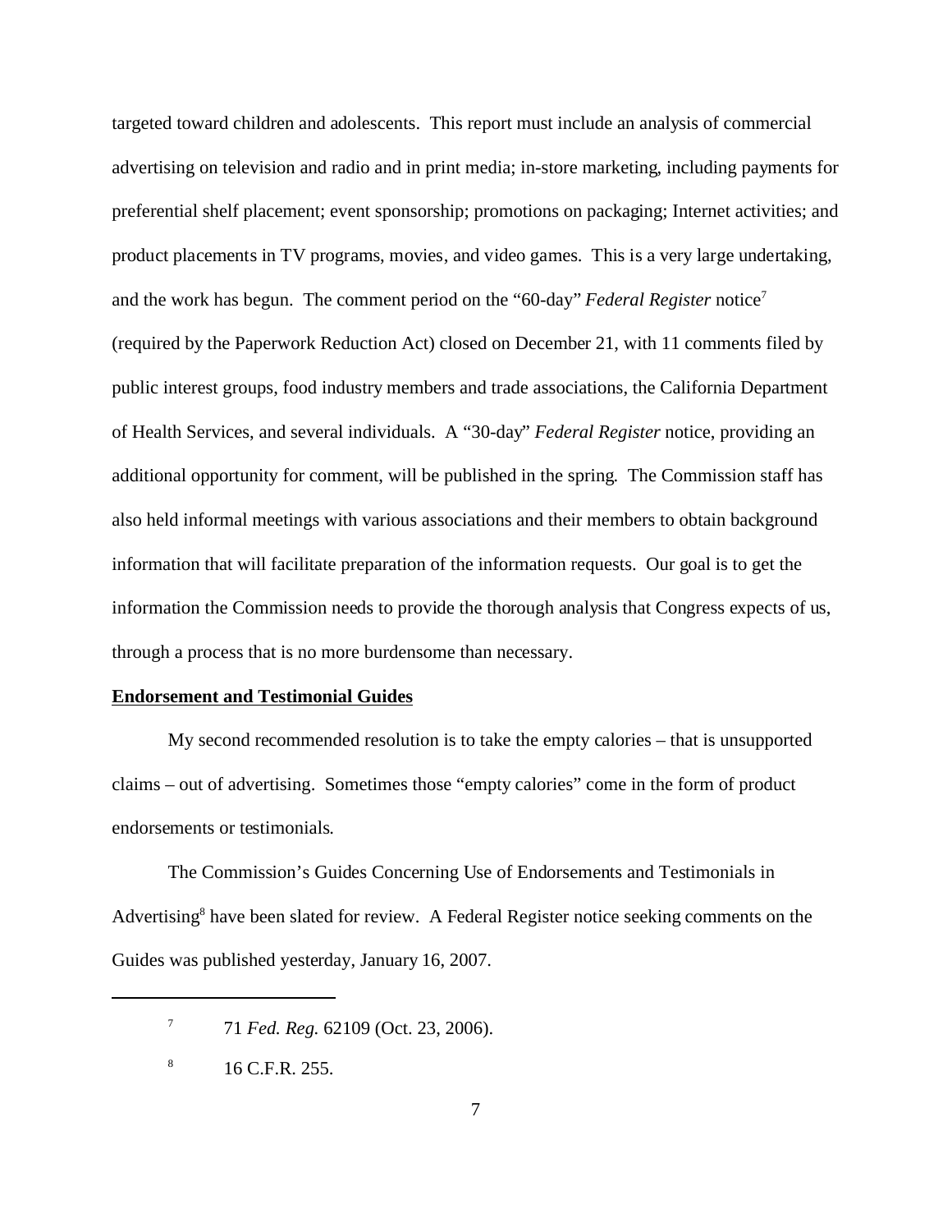targeted toward children and adolescents. This report must include an analysis of commercial advertising on television and radio and in print media; in-store marketing, including payments for preferential shelf placement; event sponsorship; promotions on packaging; Internet activities; and product placements in TV programs, movies, and video games. This is a very large undertaking, and the work has begun. The comment period on the "60-day" *Federal Register* notice[7] (required by the Paperwork Reduction Act) closed on December 21, with 11 comments filed by public interest groups, food industry members and trade associations, the California Department of Health Services, and several individuals. A "30-day" *Federal Register* notice, providing an additional opportunity for comment, will be published in the spring. The Commission staff has also held informal meetings with various associations and their members to obtain background information that will facilitate preparation of the information requests. Our goal is to get the information the Commission needs to provide the thorough analysis that Congress expects of us, through a process that is no more burdensome than necessary.

**Endorsement and Testimonial Guides**

My second recommended resolution is to take the empty calories – that is unsupported claims – out of advertising. Sometimes those "empty calories" come in the form of product endorsements or testimonials.

The Commission's Guides Concerning Use of Endorsements and Testimonials in Advertising[8] have been slated for review. A Federal Register notice seeking comments on the Guides was published yesterday, January 16, 2007.

---

[7] 71 *Fed. Reg.* 62109 (Oct. 23, 2006).

[8] 16 C.F.R. 255.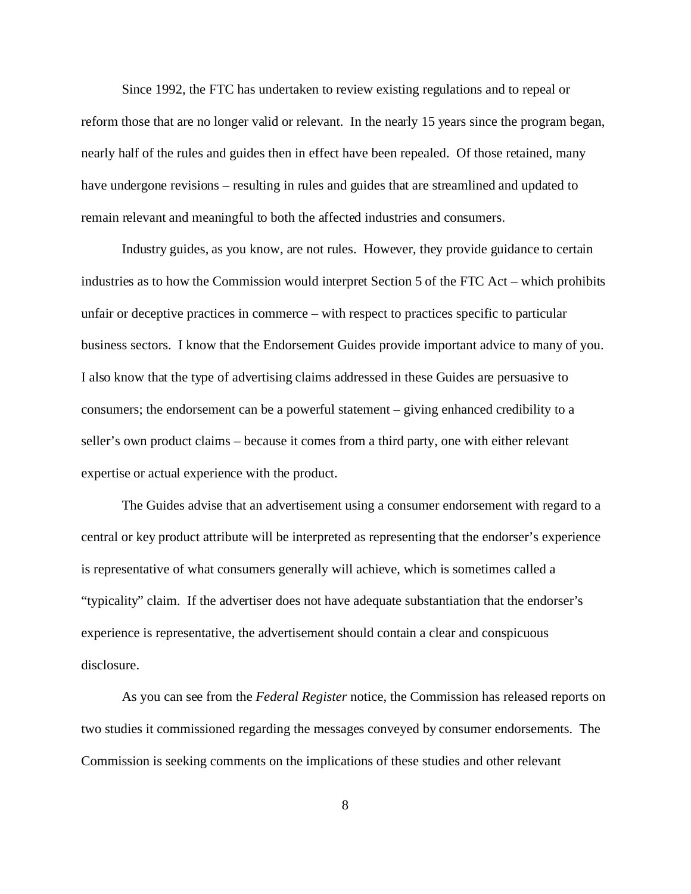Since 1992, the FTC has undertaken to review existing regulations and to repeal or reform those that are no longer valid or relevant. In the nearly 15 years since the program began, nearly half of the rules and guides then in effect have been repealed. Of those retained, many have undergone revisions – resulting in rules and guides that are streamlined and updated to remain relevant and meaningful to both the affected industries and consumers.

Industry guides, as you know, are not rules. However, they provide guidance to certain industries as to how the Commission would interpret Section 5 of the FTC Act – which prohibits unfair or deceptive practices in commerce – with respect to practices specific to particular business sectors. I know that the Endorsement Guides provide important advice to many of you. I also know that the type of advertising claims addressed in these Guides are persuasive to consumers; the endorsement can be a powerful statement – giving enhanced credibility to a seller's own product claims – because it comes from a third party, one with either relevant expertise or actual experience with the product.

The Guides advise that an advertisement using a consumer endorsement with regard to a central or key product attribute will be interpreted as representing that the endorser's experience is representative of what consumers generally will achieve, which is sometimes called a "typicality" claim. If the advertiser does not have adequate substantiation that the endorser's experience is representative, the advertisement should contain a clear and conspicuous disclosure.

As you can see from the *Federal Register* notice, the Commission has released reports on two studies it commissioned regarding the messages conveyed by consumer endorsements. The Commission is seeking comments on the implications of these studies and other relevant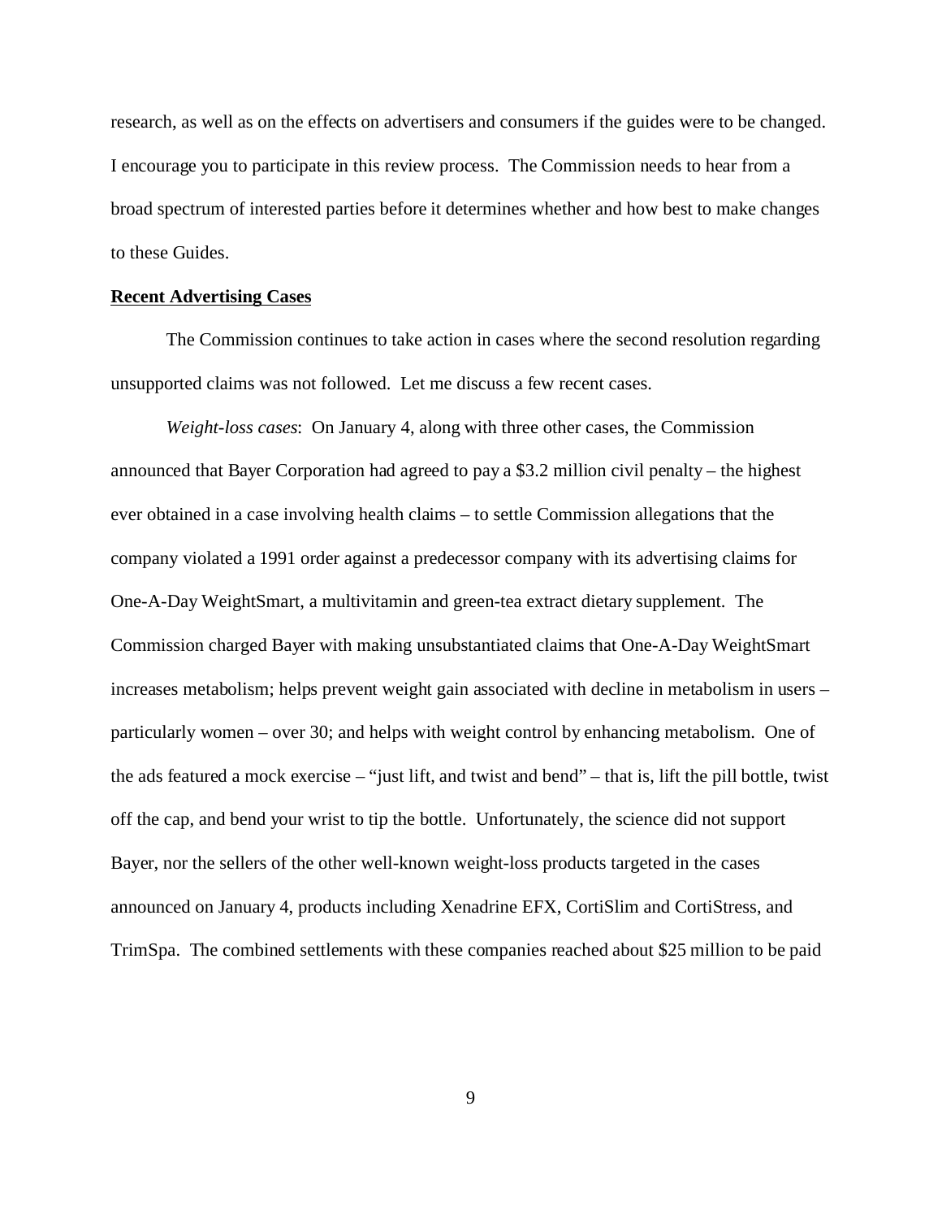research, as well as on the effects on advertisers and consumers if the guides were to be changed. I encourage you to participate in this review process. The Commission needs to hear from a broad spectrum of interested parties before it determines whether and how best to make changes to these Guides.

## Recent Advertising Cases

The Commission continues to take action in cases where the second resolution regarding unsupported claims was not followed. Let me discuss a few recent cases.

*Weight-loss cases*: On January 4, along with three other cases, the Commission announced that Bayer Corporation had agreed to pay a $3.2 million civil penalty – the highest ever obtained in a case involving health claims – to settle Commission allegations that the company violated a 1991 order against a predecessor company with its advertising claims for One-A-Day WeightSmart, a multivitamin and green-tea extract dietary supplement. The Commission charged Bayer with making unsubstantiated claims that One-A-Day WeightSmart increases metabolism; helps prevent weight gain associated with decline in metabolism in users – particularly women – over 30; and helps with weight control by enhancing metabolism. One of the ads featured a mock exercise – "just lift, and twist and bend" – that is, lift the pill bottle, twist off the cap, and bend your wrist to tip the bottle. Unfortunately, the science did not support Bayer, nor the sellers of the other well-known weight-loss products targeted in the cases announced on January 4, products including Xenadrine EFX, CortiSlim and CortiStress, and TrimSpa. The combined settlements with these companies reached about $25 million to be paid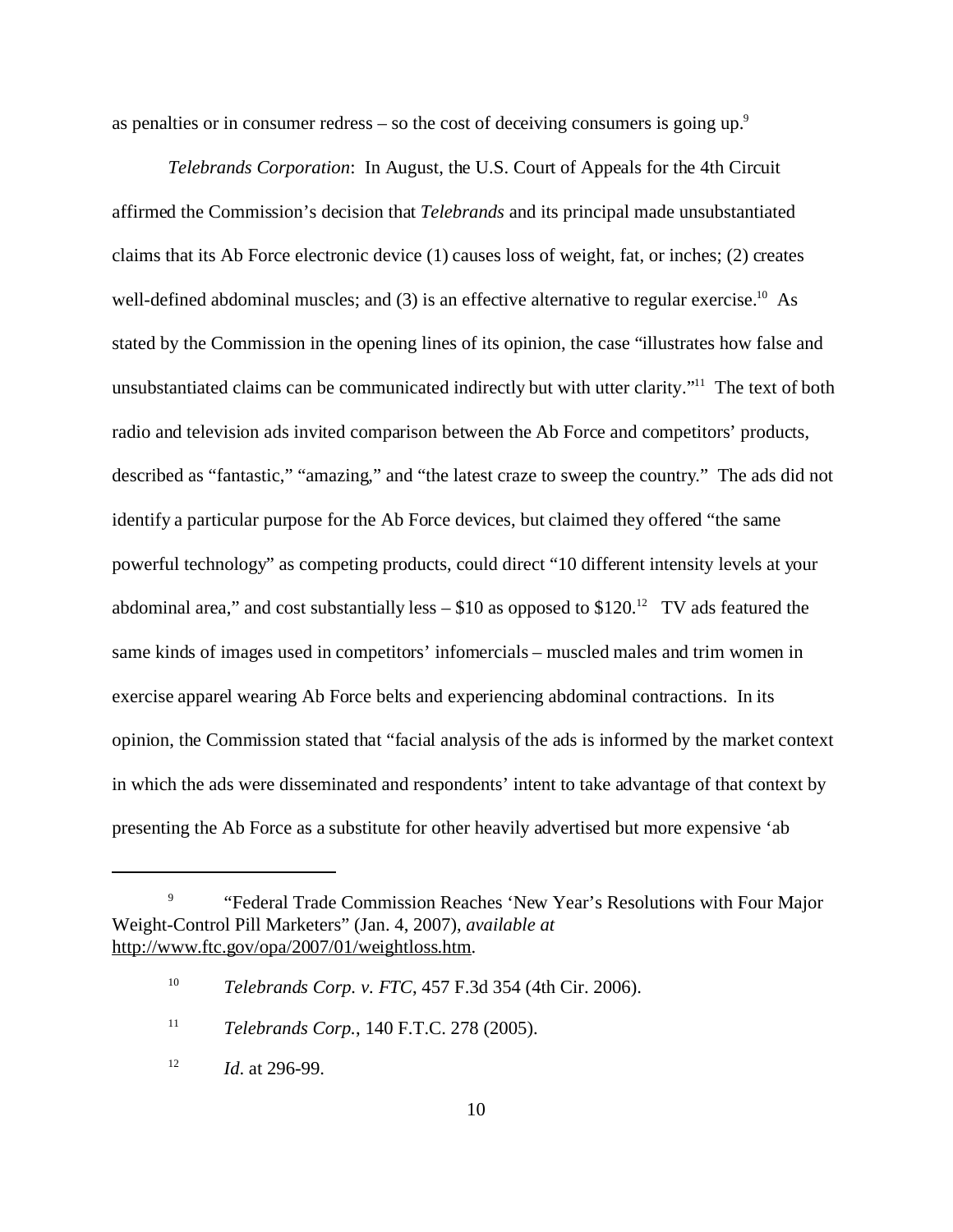as penalties or in consumer redress – so the cost of deceiving consumers is going up.[9]

*Telebrands Corporation*: In August, the U.S. Court of Appeals for the 4th Circuit affirmed the Commission's decision that *Telebrands* and its principal made unsubstantiated claims that its Ab Force electronic device (1) causes loss of weight, fat, or inches; (2) creates well-defined abdominal muscles; and (3) is an effective alternative to regular exercise.[10] As stated by the Commission in the opening lines of its opinion, the case "illustrates how false and unsubstantiated claims can be communicated indirectly but with utter clarity."[11] The text of both radio and television ads invited comparison between the Ab Force and competitors' products, described as "fantastic," "amazing," and "the latest craze to sweep the country." The ads did not identify a particular purpose for the Ab Force devices, but claimed they offered "the same powerful technology" as competing products, could direct "10 different intensity levels at your abdominal area," and cost substantially less – \$10 as opposed to \$120.[12] TV ads featured the same kinds of images used in competitors' infomercials – muscled males and trim women in exercise apparel wearing Ab Force belts and experiencing abdominal contractions. In its opinion, the Commission stated that "facial analysis of the ads is informed by the market context in which the ads were disseminated and respondents' intent to take advantage of that context by presenting the Ab Force as a substitute for other heavily advertised but more expensive 'ab

---

[9] "Federal Trade Commission Reaches 'New Year's Resolutions with Four Major Weight-Control Pill Marketers" (Jan. 4, 2007), *available at* http://www.ftc.gov/opa/2007/01/weightloss.htm.

[10] *Telebrands Corp. v. FTC*, 457 F.3d 354 (4th Cir. 2006).

[11] *Telebrands Corp.*, 140 F.T.C. 278 (2005).

[12] *Id*. at 296-99.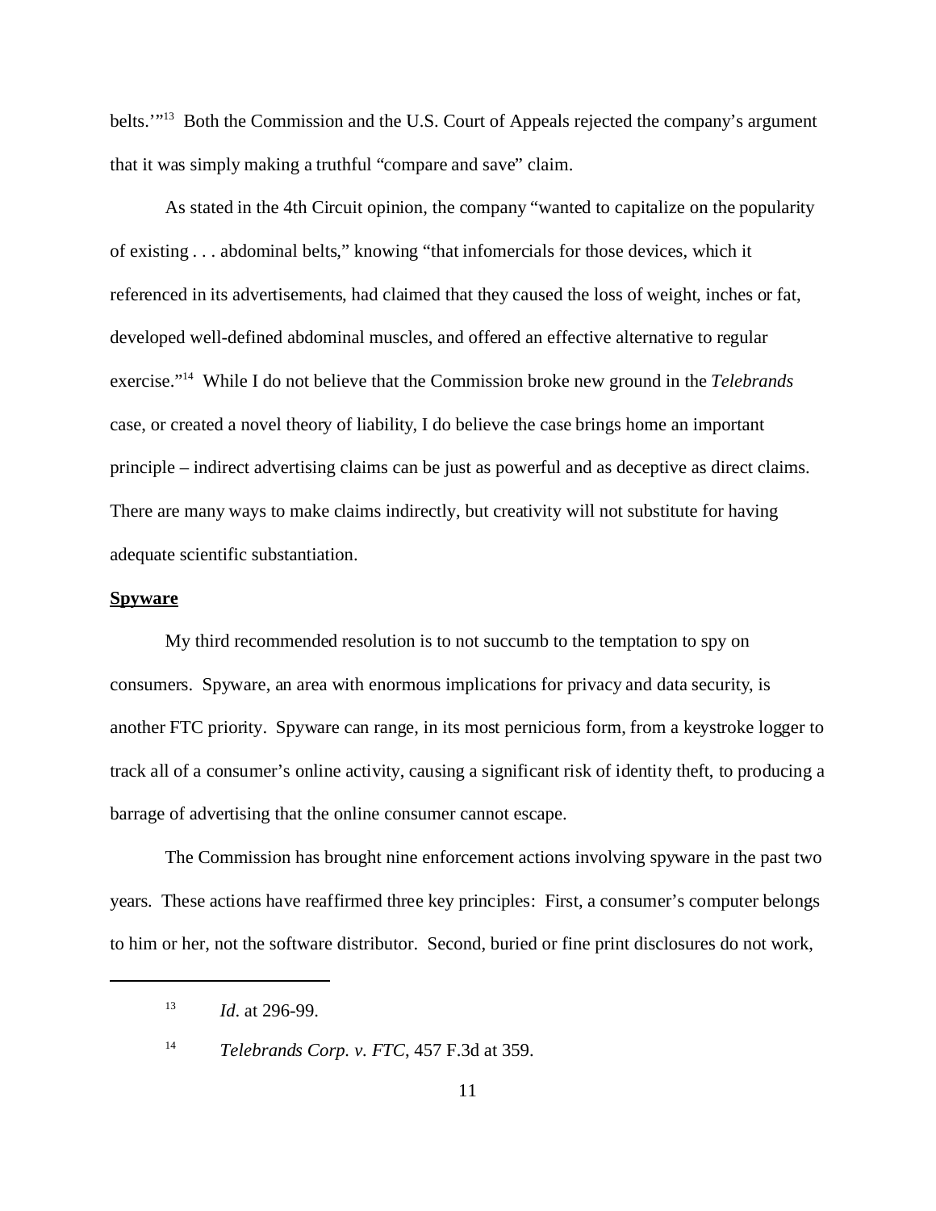belts.'"[13] Both the Commission and the U.S. Court of Appeals rejected the company's argument that it was simply making a truthful "compare and save" claim.

As stated in the 4th Circuit opinion, the company "wanted to capitalize on the popularity of existing . . . abdominal belts," knowing "that infomercials for those devices, which it referenced in its advertisements, had claimed that they caused the loss of weight, inches or fat, developed well-defined abdominal muscles, and offered an effective alternative to regular exercise."[14] While I do not believe that the Commission broke new ground in the *Telebrands* case, or created a novel theory of liability, I do believe the case brings home an important principle – indirect advertising claims can be just as powerful and as deceptive as direct claims. There are many ways to make claims indirectly, but creativity will not substitute for having adequate scientific substantiation.

**Spyware**

My third recommended resolution is to not succumb to the temptation to spy on consumers. Spyware, an area with enormous implications for privacy and data security, is another FTC priority. Spyware can range, in its most pernicious form, from a keystroke logger to track all of a consumer's online activity, causing a significant risk of identity theft, to producing a barrage of advertising that the online consumer cannot escape.

The Commission has brought nine enforcement actions involving spyware in the past two years. These actions have reaffirmed three key principles: First, a consumer's computer belongs to him or her, not the software distributor. Second, buried or fine print disclosures do not work,

---

[13] *Id.* at 296-99.

[14] *Telebrands Corp. v. FTC*, 457 F.3d at 359.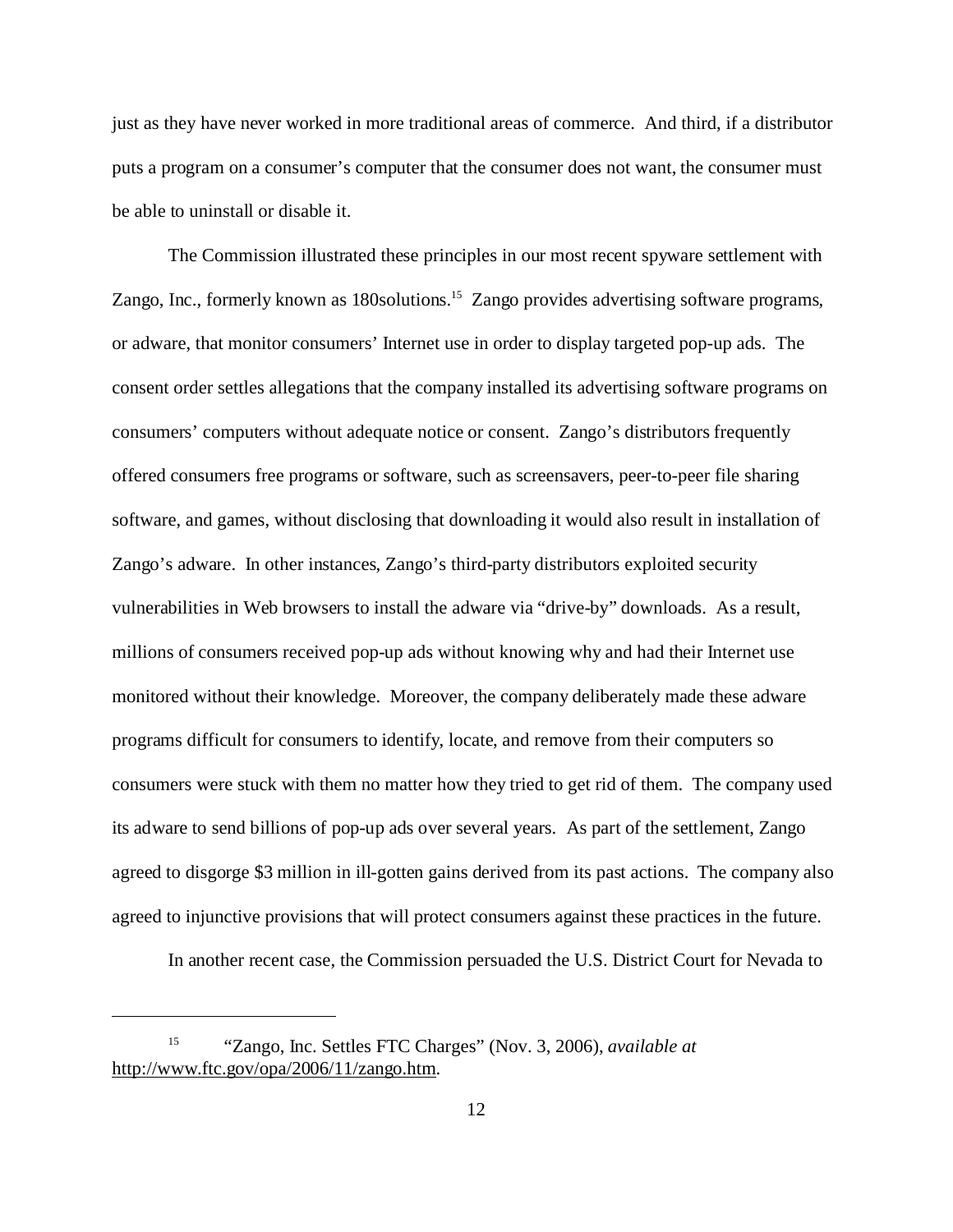just as they have never worked in more traditional areas of commerce. And third, if a distributor puts a program on a consumer's computer that the consumer does not want, the consumer must be able to uninstall or disable it.

The Commission illustrated these principles in our most recent spyware settlement with Zango, Inc., formerly known as 180solutions.[15] Zango provides advertising software programs, or adware, that monitor consumers' Internet use in order to display targeted pop-up ads. The consent order settles allegations that the company installed its advertising software programs on consumers' computers without adequate notice or consent. Zango's distributors frequently offered consumers free programs or software, such as screensavers, peer-to-peer file sharing software, and games, without disclosing that downloading it would also result in installation of Zango's adware. In other instances, Zango's third-party distributors exploited security vulnerabilities in Web browsers to install the adware via "drive-by" downloads. As a result, millions of consumers received pop-up ads without knowing why and had their Internet use monitored without their knowledge. Moreover, the company deliberately made these adware programs difficult for consumers to identify, locate, and remove from their computers so consumers were stuck with them no matter how they tried to get rid of them. The company used its adware to send billions of pop-up ads over several years. As part of the settlement, Zango agreed to disgorge $3 million in ill-gotten gains derived from its past actions. The company also agreed to injunctive provisions that will protect consumers against these practices in the future.

In another recent case, the Commission persuaded the U.S. District Court for Nevada to

---

[15] "Zango, Inc. Settles FTC Charges" (Nov. 3, 2006), *available at* http://www.ftc.gov/opa/2006/11/zango.htm.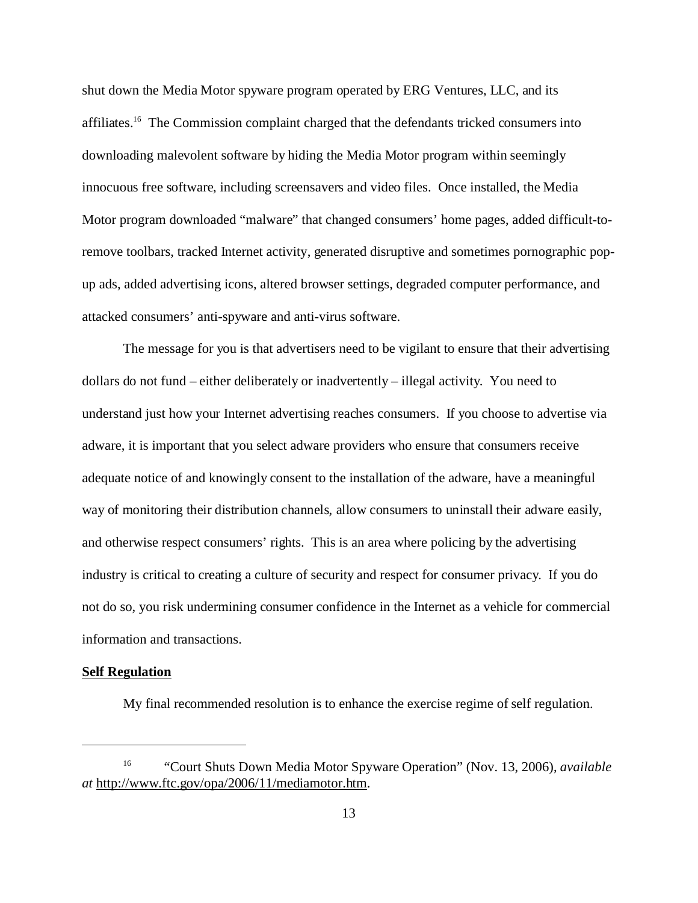shut down the Media Motor spyware program operated by ERG Ventures, LLC, and its affiliates.[16] The Commission complaint charged that the defendants tricked consumers into downloading malevolent software by hiding the Media Motor program within seemingly innocuous free software, including screensavers and video files. Once installed, the Media Motor program downloaded "malware" that changed consumers' home pages, added difficult-to-remove toolbars, tracked Internet activity, generated disruptive and sometimes pornographic pop-up ads, added advertising icons, altered browser settings, degraded computer performance, and attacked consumers' anti-spyware and anti-virus software.

The message for you is that advertisers need to be vigilant to ensure that their advertising dollars do not fund – either deliberately or inadvertently – illegal activity. You need to understand just how your Internet advertising reaches consumers. If you choose to advertise via adware, it is important that you select adware providers who ensure that consumers receive adequate notice of and knowingly consent to the installation of the adware, have a meaningful way of monitoring their distribution channels, allow consumers to uninstall their adware easily, and otherwise respect consumers' rights. This is an area where policing by the advertising industry is critical to creating a culture of security and respect for consumer privacy. If you do not do so, you risk undermining consumer confidence in the Internet as a vehicle for commercial information and transactions.

**Self Regulation**

My final recommended resolution is to enhance the exercise regime of self regulation.

---

[16] "Court Shuts Down Media Motor Spyware Operation" (Nov. 13, 2006), *available at* http://www.ftc.gov/opa/2006/11/mediamotor.htm.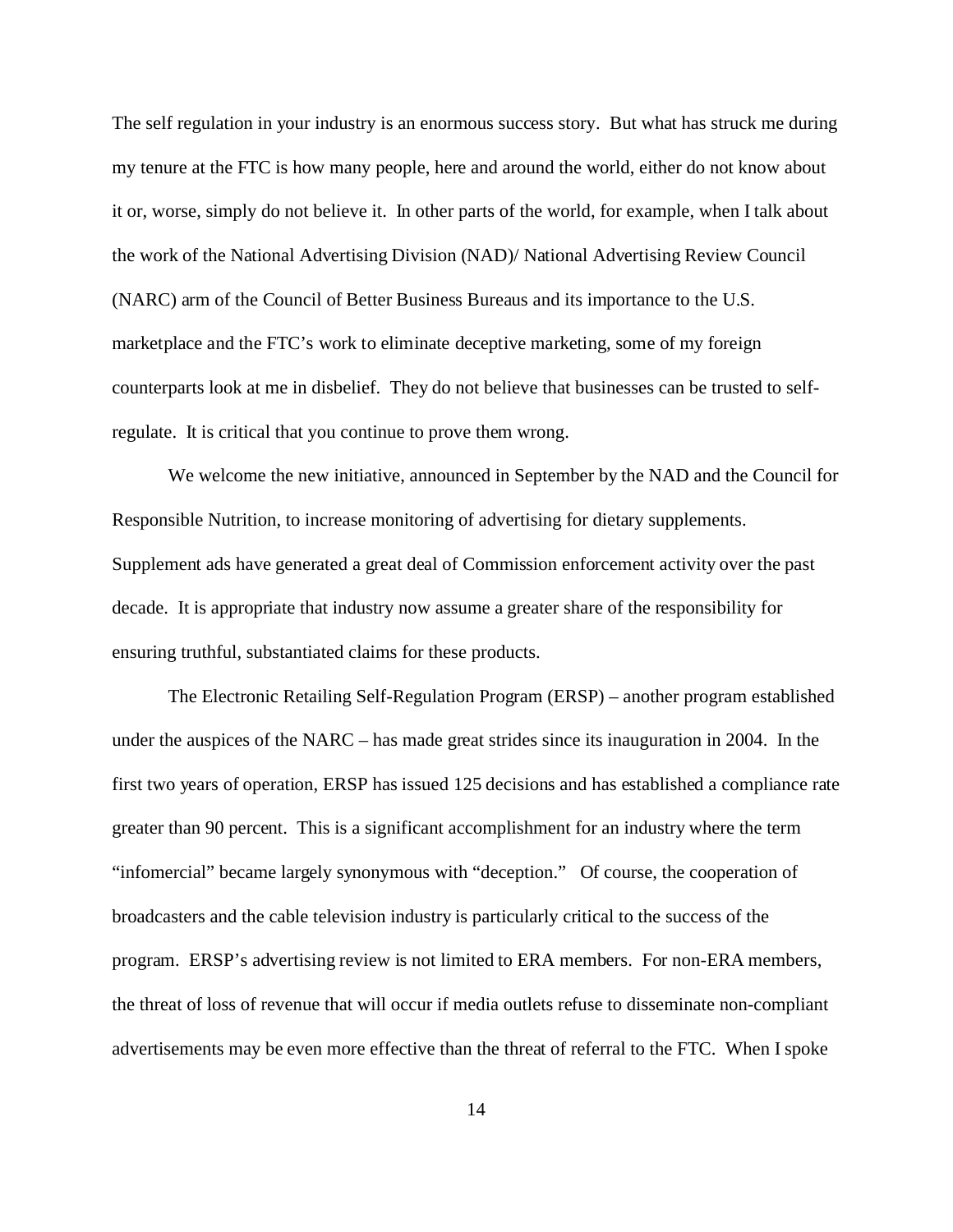The self regulation in your industry is an enormous success story. But what has struck me during my tenure at the FTC is how many people, here and around the world, either do not know about it or, worse, simply do not believe it. In other parts of the world, for example, when I talk about the work of the National Advertising Division (NAD)/ National Advertising Review Council (NARC) arm of the Council of Better Business Bureaus and its importance to the U.S. marketplace and the FTC's work to eliminate deceptive marketing, some of my foreign counterparts look at me in disbelief. They do not believe that businesses can be trusted to self-regulate. It is critical that you continue to prove them wrong.

We welcome the new initiative, announced in September by the NAD and the Council for Responsible Nutrition, to increase monitoring of advertising for dietary supplements. Supplement ads have generated a great deal of Commission enforcement activity over the past decade. It is appropriate that industry now assume a greater share of the responsibility for ensuring truthful, substantiated claims for these products.

The Electronic Retailing Self-Regulation Program (ERSP) – another program established under the auspices of the NARC – has made great strides since its inauguration in 2004. In the first two years of operation, ERSP has issued 125 decisions and has established a compliance rate greater than 90 percent. This is a significant accomplishment for an industry where the term "infomercial" became largely synonymous with "deception." Of course, the cooperation of broadcasters and the cable television industry is particularly critical to the success of the program. ERSP's advertising review is not limited to ERA members. For non-ERA members, the threat of loss of revenue that will occur if media outlets refuse to disseminate non-compliant advertisements may be even more effective than the threat of referral to the FTC. When I spoke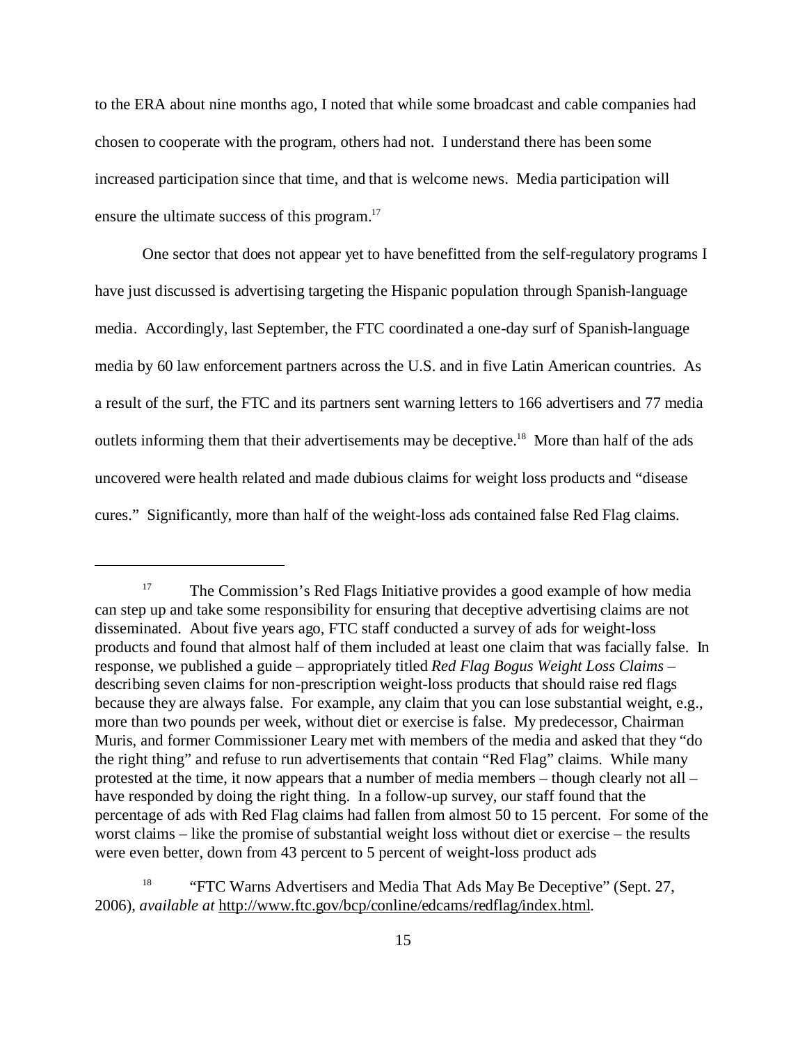to the ERA about nine months ago, I noted that while some broadcast and cable companies had chosen to cooperate with the program, others had not. I understand there has been some increased participation since that time, and that is welcome news. Media participation will ensure the ultimate success of this program.[17]

One sector that does not appear yet to have benefitted from the self-regulatory programs I have just discussed is advertising targeting the Hispanic population through Spanish-language media. Accordingly, last September, the FTC coordinated a one-day surf of Spanish-language media by 60 law enforcement partners across the U.S. and in five Latin American countries. As a result of the surf, the FTC and its partners sent warning letters to 166 advertisers and 77 media outlets informing them that their advertisements may be deceptive.[18] More than half of the ads uncovered were health related and made dubious claims for weight loss products and "disease cures." Significantly, more than half of the weight-loss ads contained false Red Flag claims.

---

[17] The Commission's Red Flags Initiative provides a good example of how media can step up and take some responsibility for ensuring that deceptive advertising claims are not disseminated. About five years ago, FTC staff conducted a survey of ads for weight-loss products and found that almost half of them included at least one claim that was facially false. In response, we published a guide – appropriately titled *Red Flag Bogus Weight Loss Claims* – describing seven claims for non-prescription weight-loss products that should raise red flags because they are always false. For example, any claim that you can lose substantial weight, e.g., more than two pounds per week, without diet or exercise is false. My predecessor, Chairman Muris, and former Commissioner Leary met with members of the media and asked that they "do the right thing" and refuse to run advertisements that contain "Red Flag" claims. While many protested at the time, it now appears that a number of media members – though clearly not all – have responded by doing the right thing. In a follow-up survey, our staff found that the percentage of ads with Red Flag claims had fallen from almost 50 to 15 percent. For some of the worst claims – like the promise of substantial weight loss without diet or exercise – the results were even better, down from 43 percent to 5 percent of weight-loss product ads

[18] "FTC Warns Advertisers and Media That Ads May Be Deceptive" (Sept. 27, 2006), *available at* http://www.ftc.gov/bcp/conline/edcams/redflag/index.html.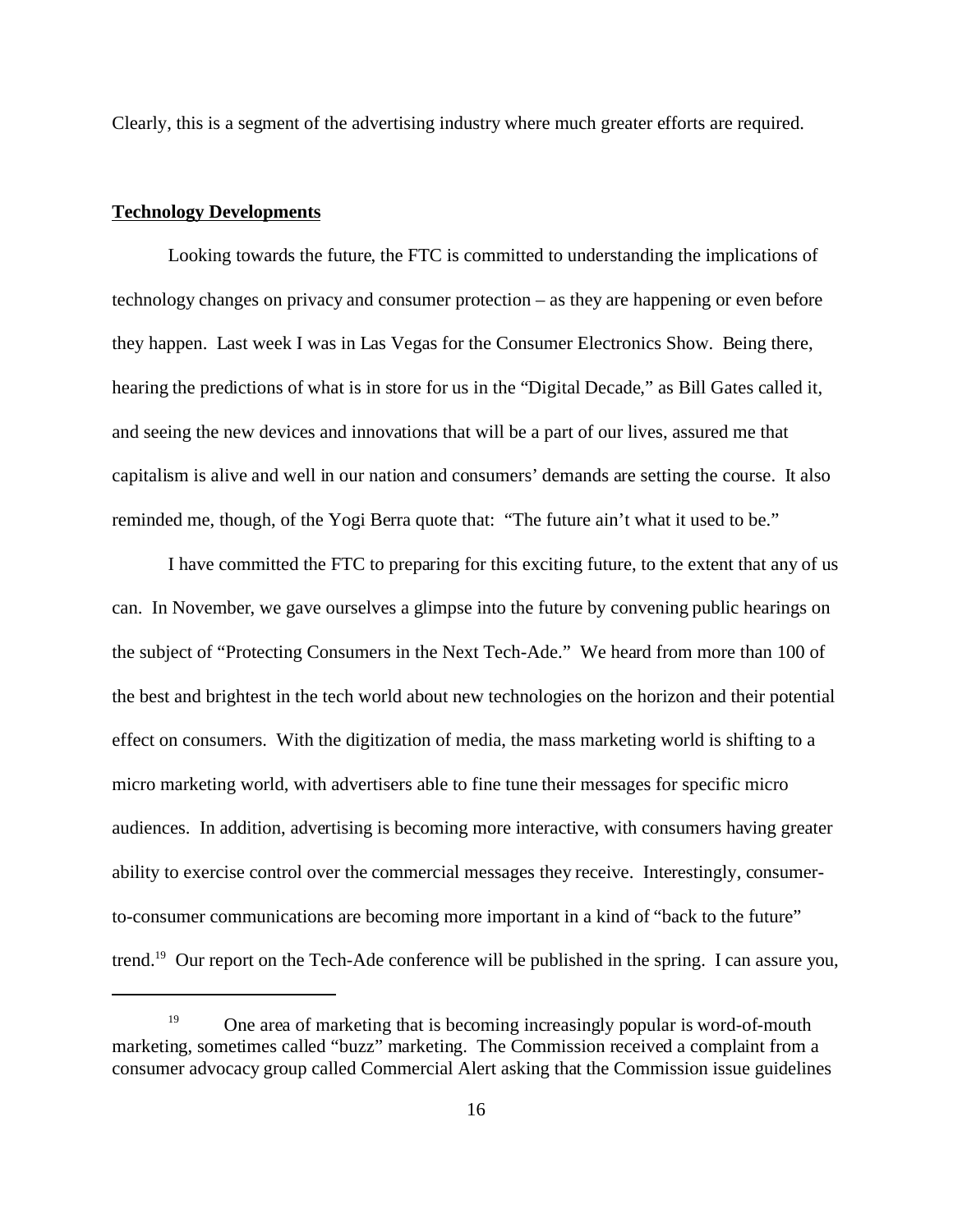Clearly, this is a segment of the advertising industry where much greater efforts are required.

**Technology Developments**

Looking towards the future, the FTC is committed to understanding the implications of technology changes on privacy and consumer protection – as they are happening or even before they happen. Last week I was in Las Vegas for the Consumer Electronics Show. Being there, hearing the predictions of what is in store for us in the "Digital Decade," as Bill Gates called it, and seeing the new devices and innovations that will be a part of our lives, assured me that capitalism is alive and well in our nation and consumers' demands are setting the course. It also reminded me, though, of the Yogi Berra quote that: "The future ain't what it used to be."

I have committed the FTC to preparing for this exciting future, to the extent that any of us can. In November, we gave ourselves a glimpse into the future by convening public hearings on the subject of "Protecting Consumers in the Next Tech-Ade." We heard from more than 100 of the best and brightest in the tech world about new technologies on the horizon and their potential effect on consumers. With the digitization of media, the mass marketing world is shifting to a micro marketing world, with advertisers able to fine tune their messages for specific micro audiences. In addition, advertising is becoming more interactive, with consumers having greater ability to exercise control over the commercial messages they receive. Interestingly, consumer-to-consumer communications are becoming more important in a kind of "back to the future" trend.[19] Our report on the Tech-Ade conference will be published in the spring. I can assure you,

---

[19] One area of marketing that is becoming increasingly popular is word-of-mouth marketing, sometimes called "buzz" marketing. The Commission received a complaint from a consumer advocacy group called Commercial Alert asking that the Commission issue guidelines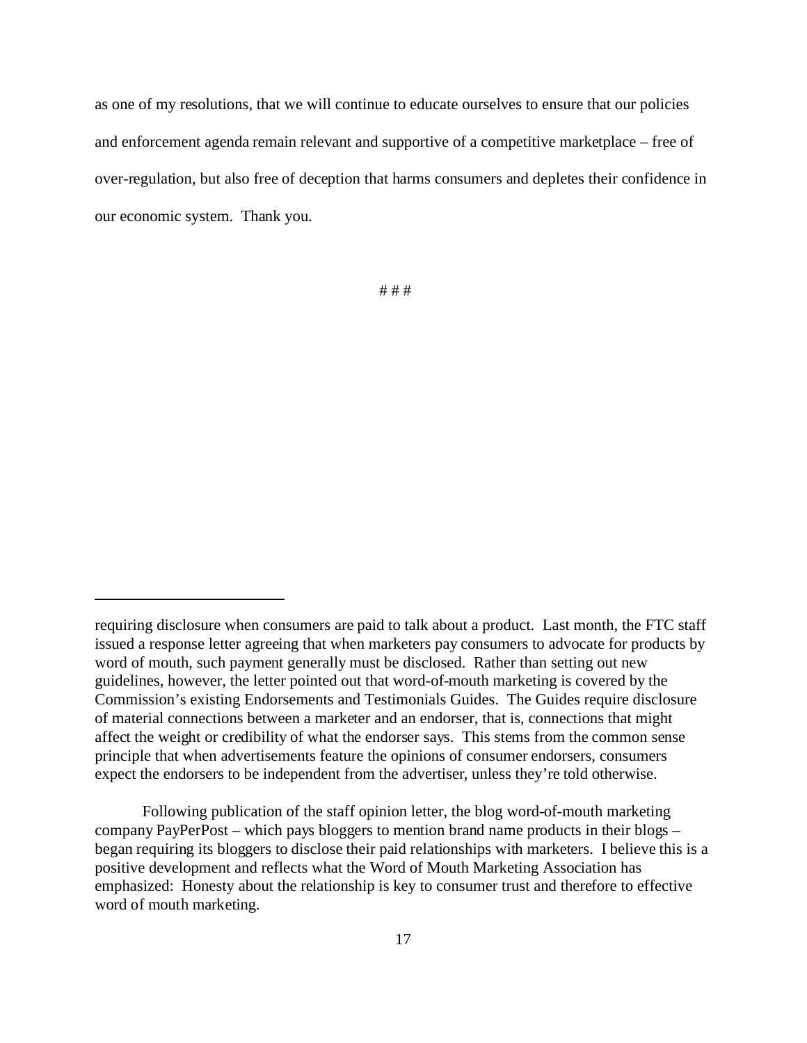as one of my resolutions, that we will continue to educate ourselves to ensure that our policies and enforcement agenda remain relevant and supportive of a competitive marketplace – free of over-regulation, but also free of deception that harms consumers and depletes their confidence in our economic system. Thank you.

# # #

---

requiring disclosure when consumers are paid to talk about a product. Last month, the FTC staff issued a response letter agreeing that when marketers pay consumers to advocate for products by word of mouth, such payment generally must be disclosed. Rather than setting out new guidelines, however, the letter pointed out that word-of-mouth marketing is covered by the Commission's existing Endorsements and Testimonials Guides. The Guides require disclosure of material connections between a marketer and an endorser, that is, connections that might affect the weight or credibility of what the endorser says. This stems from the common sense principle that when advertisements feature the opinions of consumer endorsers, consumers expect the endorsers to be independent from the advertiser, unless they're told otherwise.

Following publication of the staff opinion letter, the blog word-of-mouth marketing company PayPerPost – which pays bloggers to mention brand name products in their blogs – began requiring its bloggers to disclose their paid relationships with marketers. I believe this is a positive development and reflects what the Word of Mouth Marketing Association has emphasized: Honesty about the relationship is key to consumer trust and therefore to effective word of mouth marketing.